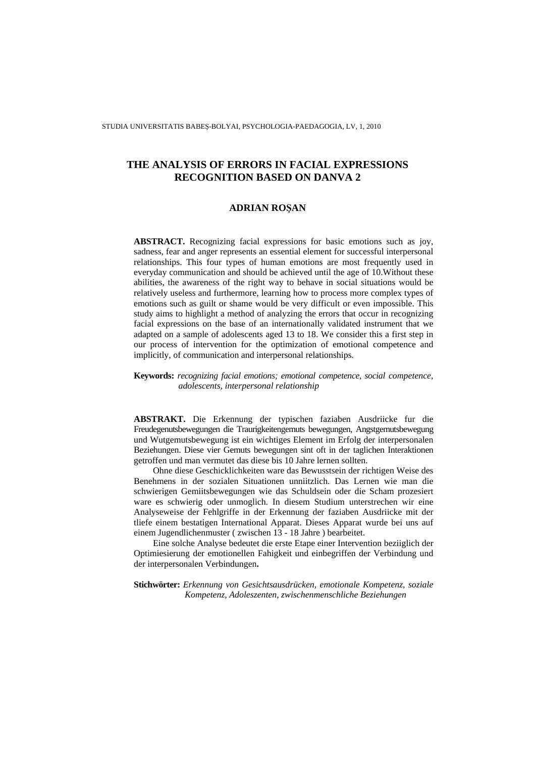# THE ANALYSIS OF ERRORS IN FACIAL EXPRESSIONS RECOGNITION BASED ON DANVA 2

**ADRIAN ROȘAN**

**ABSTRACT.** Recognizing facial expressions for basic emotions such as joy, sadness, fear and anger represents an essential element for successful interpersonal relationships. This four types of human emotions are most frequently used in everyday communication and should be achieved until the age of 10.Without these abilities, the awareness of the right way to behave in social situations would be relatively useless and furthermore, learning how to process more complex types of emotions such as guilt or shame would be very difficult or even impossible. This study aims to highlight a method of analyzing the errors that occur in recognizing facial expressions on the base of an internationally validated instrument that we adapted on a sample of adolescents aged 13 to 18. We consider this a first step in our process of intervention for the optimization of emotional competence and implicitly, of communication and interpersonal relationships.

**Keywords:** *recognizing facial emotions; emotional competence, social competence, adolescents, interpersonal relationship*

**ABSTRAKT.** Die Erkennung der typischen faziaben Ausdriicke fur die Freudegenutsbewegungen die Traurigkeitengemuts bewegungen, Angstgemutsbewegung und Wutgemutsbewegung ist ein wichtiges Element im Erfolg der interpersonalen Beziehungen. Diese vier Gemuts bewegungen sint oft in der taglichen Interaktionen getroffen und man vermutet das diese bis 10 Jahre lernen sollten.

Ohne diese Geschicklichkeiten ware das Bewusstsein der richtigen Weise des Benehmens in der sozialen Situationen unniitzlich. Das Lernen wie man die schwierigen Gemiitsbewegungen wie das Schuldsein oder die Scham prozesiert ware es schwierig oder unmoglich. In diesem Studium unterstrechen wir eine Analyseweise der Fehlgriffe in der Erkennung der faziaben Ausdriicke mit der tliefe einem bestatigen International Apparat. Dieses Apparat wurde bei uns auf einem Jugendlichenmuster ( zwischen 13 - 18 Jahre ) bearbeitet.

Eine solche Analyse bedeutet die erste Etape einer Intervention beziiglich der Optimiesierung der emotionellen Fahigkeit und einbegriffen der Verbindung und der interpersonalen Verbindungen**.**

**Stichwörter:** *Erkennung von Gesichtsausdrücken, emotionale Kompetenz, soziale Kompetenz, Adoleszenten, zwischenmenschliche Beziehungen*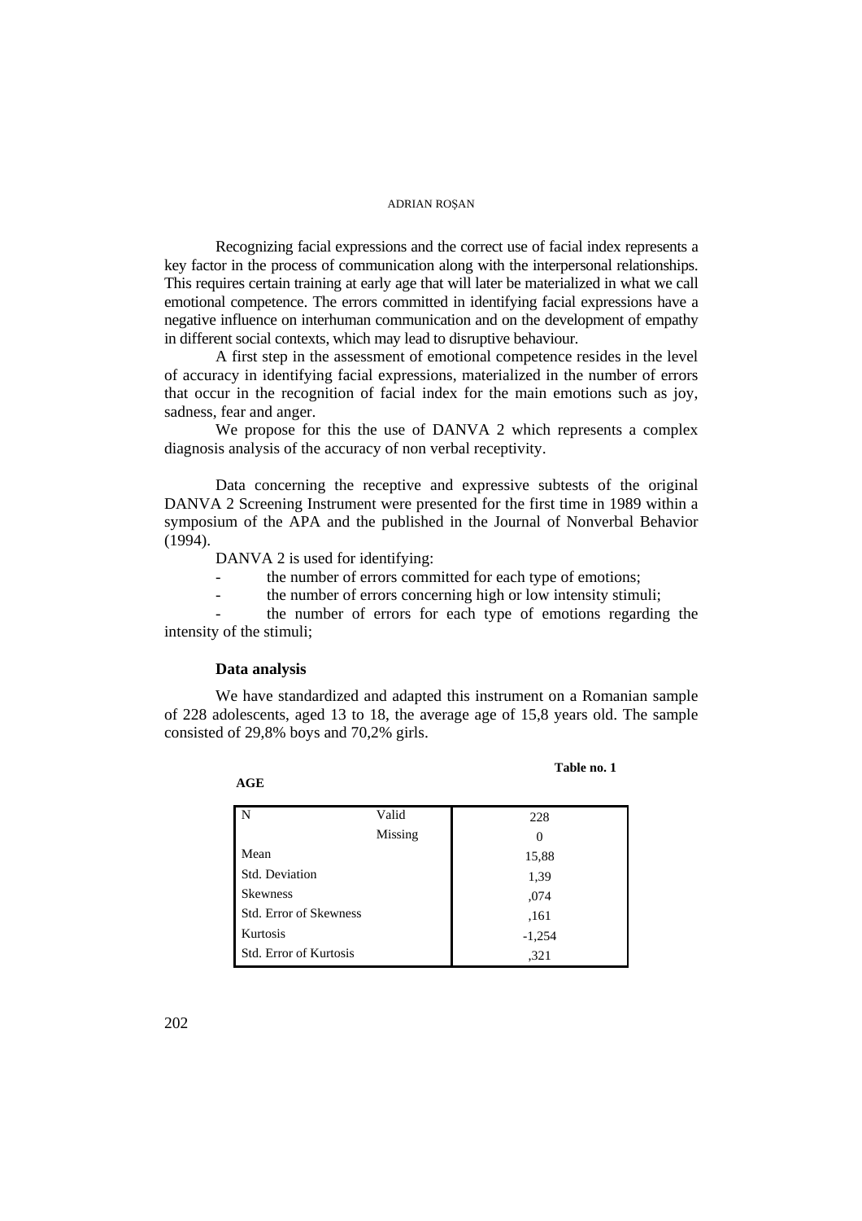Recognizing facial expressions and the correct use of facial index represents a key factor in the process of communication along with the interpersonal relationships. This requires certain training at early age that will later be materialized in what we call emotional competence. The errors committed in identifying facial expressions have a negative influence on interhuman communication and on the development of empathy in different social contexts, which may lead to disruptive behaviour.

A first step in the assessment of emotional competence resides in the level of accuracy in identifying facial expressions, materialized in the number of errors that occur in the recognition of facial index for the main emotions such as joy, sadness, fear and anger.

We propose for this the use of DANVA 2 which represents a complex diagnosis analysis of the accuracy of non verbal receptivity.

Data concerning the receptive and expressive subtests of the original DANVA 2 Screening Instrument were presented for the first time in 1989 within a symposium of the APA and the published in the Journal of Nonverbal Behavior (1994).

DANVA 2 is used for identifying:

- the number of errors committed for each type of emotions;
- the number of errors concerning high or low intensity stimuli;
- the number of errors for each type of emotions regarding the intensity of the stimuli;

**Data analysis**

We have standardized and adapted this instrument on a Romanian sample of 228 adolescents, aged 13 to 18, the average age of 15,8 years old. The sample consisted of 29,8% boys and 70,2% girls.

**Table no. 1**

**AGE**

| | | |
|---|---|---|
| N | Valid | 228 |
| | Missing | 0 |
| Mean | | 15,88 |
| Std. Deviation | | 1,39 |
| Skewness | | ,074 |
| Std. Error of Skewness | | ,161 |
| Kurtosis | | -1,254 |
| Std. Error of Kurtosis | | ,321 |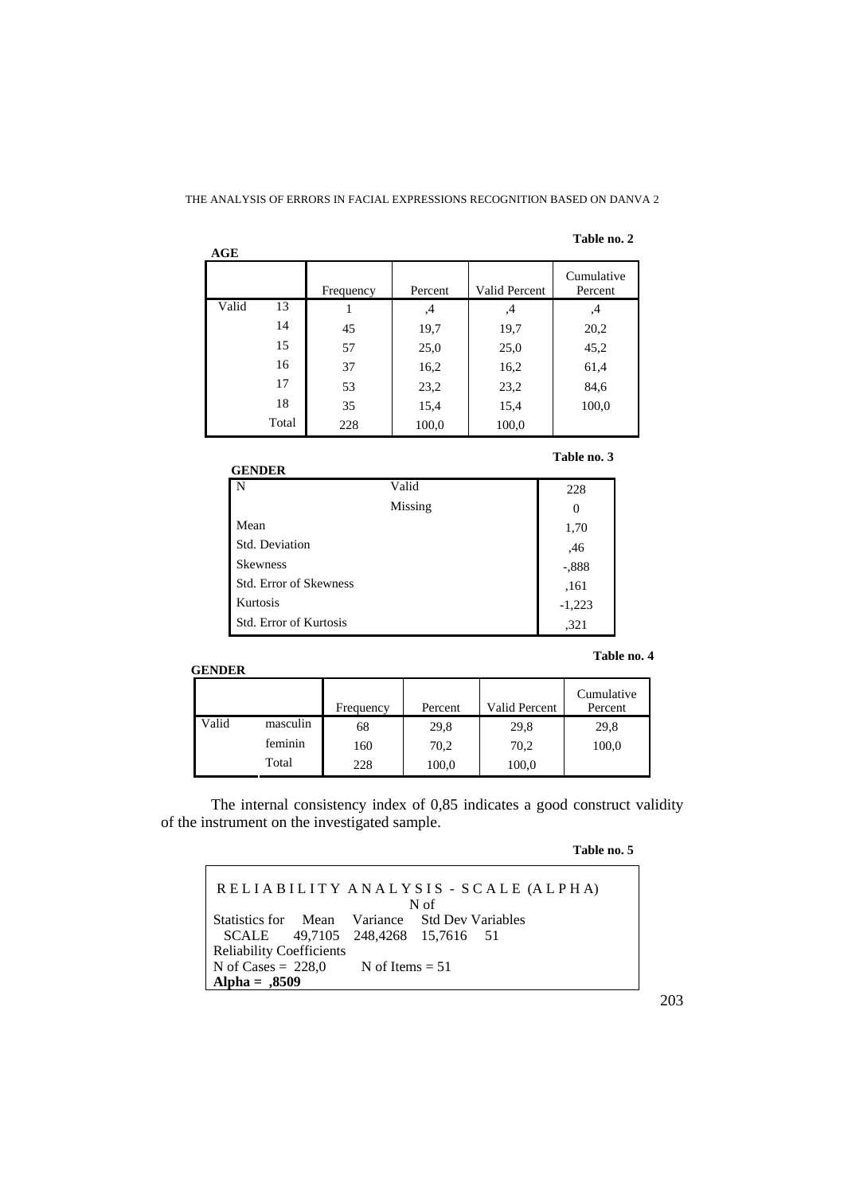**Table no. 2**

**AGE**

| | | Frequency | Percent | Valid Percent | Cumulative Percent |
|---|---|---|---|---|---|
| Valid | 13 | 1 | ,4 | ,4 | ,4 |
| | 14 | 45 | 19,7 | 19,7 | 20,2 |
| | 15 | 57 | 25,0 | 25,0 | 45,2 |
| | 16 | 37 | 16,2 | 16,2 | 61,4 |
| | 17 | 53 | 23,2 | 23,2 | 84,6 |
| | 18 | 35 | 15,4 | 15,4 | 100,0 |
| | Total | 228 | 100,0 | 100,0 | |

**Table no. 3**

**GENDER**

| | | |
|---|---|---|
| N | Valid | 228 |
| | Missing | 0 |
| Mean | | 1,70 |
| Std. Deviation | | ,46 |
| Skewness | | -,888 |
| Std. Error of Skewness | | ,161 |
| Kurtosis | | -1,223 |
| Std. Error of Kurtosis | | ,321 |

**Table no. 4**

**GENDER**

| | | Frequency | Percent | Valid Percent | Cumulative Percent |
|---|---|---|---|---|---|
| Valid | masculin | 68 | 29,8 | 29,8 | 29,8 |
| | feminin | 160 | 70,2 | 70,2 | 100,0 |
| | Total | 228 | 100,0 | 100,0 | |

The internal consistency index of 0,85 indicates a good construct validity of the instrument on the investigated sample.

**Table no. 5**

```
RELIABILITY ANALYSIS - SCALE (ALPHA)
                                          N of
Statistics for    Mean    Variance    Std Dev Variables
  SCALE     49,7105   248,4268   15,7616    51
Reliability Coefficients
N of Cases = 228,0        N of Items = 51
Alpha = ,8509
```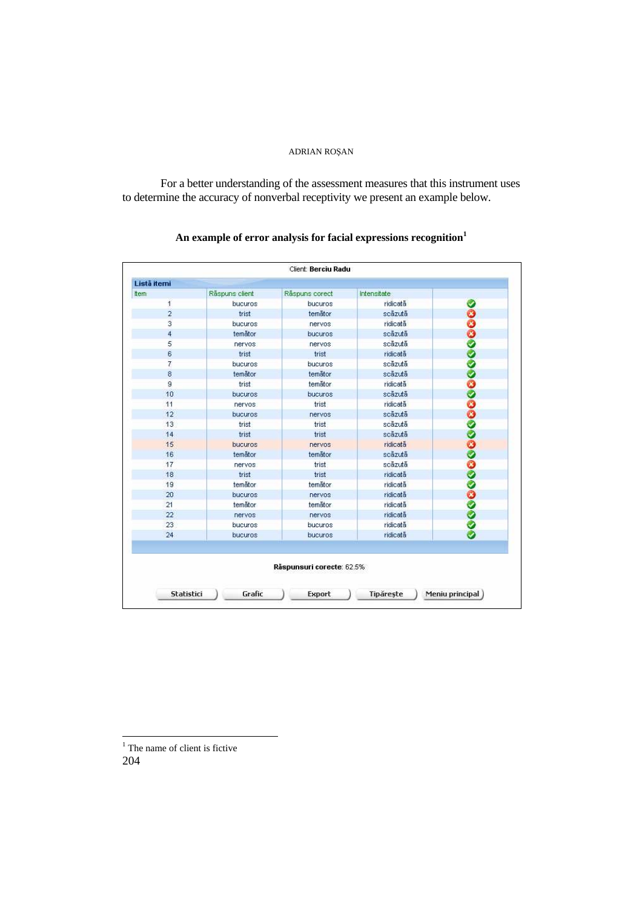For a better understanding of the assessment measures that this instrument uses to determine the accuracy of nonverbal receptivity we present an example below.

**An example of error analysis for facial expressions recognition**[1]

Client: **Berciu Radu**

**Listă itemi**

| Item | Răspuns client | Răspuns corect | Intensitate | |
|---|---|---|---|---|
| 1 | bucuros | bucuros | ridicată | ✓ |
| 2 | trist | temător | scăzută | ✗ |
| 3 | bucuros | nervos | ridicată | ✗ |
| 4 | temător | bucuros | scăzută | ✗ |
| 5 | nervos | nervos | scăzută | ✓ |
| 6 | trist | trist | ridicată | ✓ |
| 7 | bucuros | bucuros | scăzută | ✓ |
| 8 | temător | temător | scăzută | ✓ |
| 9 | trist | temător | ridicată | ✗ |
| 10 | bucuros | bucuros | scăzută | ✓ |
| 11 | nervos | trist | ridicată | ✗ |
| 12 | bucuros | nervos | scăzută | ✗ |
| 13 | trist | trist | scăzută | ✓ |
| 14 | trist | trist | scăzută | ✓ |
| 15 | bucuros | nervos | ridicată | ✗ |
| 16 | temător | temător | scăzută | ✓ |
| 17 | nervos | trist | scăzută | ✗ |
| 18 | trist | trist | ridicată | ✓ |
| 19 | temător | temător | ridicată | ✓ |
| 20 | bucuros | nervos | ridicată | ✗ |
| 21 | temător | temător | ridicată | ✓ |
| 22 | nervos | nervos | ridicată | ✓ |
| 23 | bucuros | bucuros | ridicată | ✓ |
| 24 | bucuros | bucuros | ridicată | ✓ |

**Răspunsuri corecte**: 62.5%

Statistici | Grafic | Export | Tipărește | Meniu principal

[1] The name of client is fictive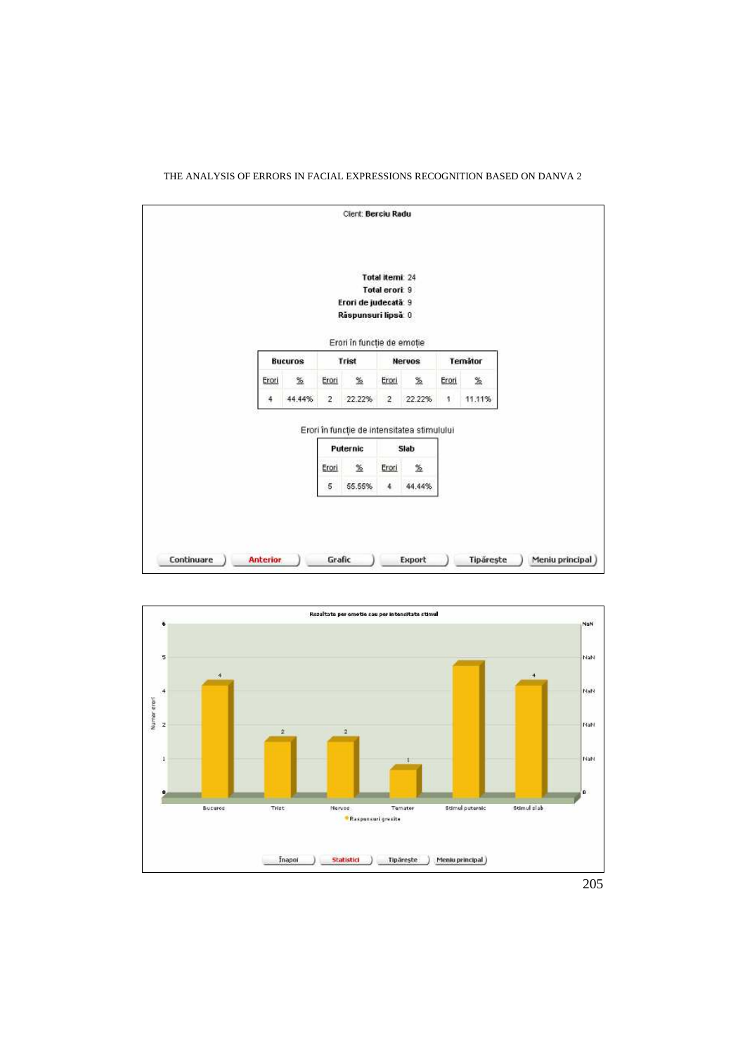Client: **Berciu Radu**

**Total itemi**: 24
**Total erori**: 9
**Erori de judecată**: 9
**Răspunsuri lipsă**: 0

Erori în funcție de emoție

| Bucuros | | Trist | | Nervos | | Temător | |
|---|---|---|---|---|---|---|---|
| Erori | % | Erori | % | Erori | % | Erori | % |
| 4 | 44.44% | 2 | 22.22% | 2 | 22.22% | 1 | 11.11% |

Erori în funcție de intensitatea stimulului

| Puternic | | Slab | |
|---|---|---|---|
| Erori | % | Erori | % |
| 5 | 55.55% | 4 | 44.44% |

Continuare | Anterior | Grafic | Export | Tipărește | Meniu principal

Rezultate per emotie sau per intensitate stimul

Numar erori

Bucuros: 4 | Trist: 2 | Nervos: 2 | Temator: 1 | Stimul puternic | Stimul slab: 4

Raspunsuri gresite

Înapoi | Statistici | Tipărește | Meniu principal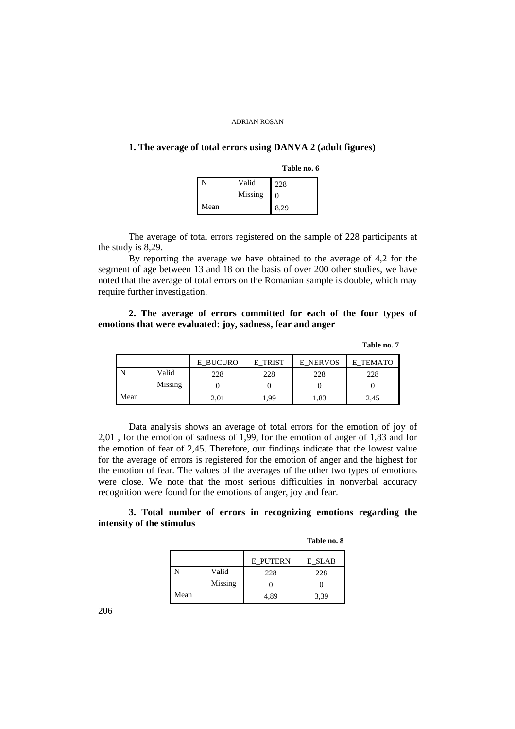**1. The average of total errors using DANVA 2 (adult figures)**

**Table no. 6**

| | | |
|---|---|---|
| N | Valid | 228 |
| | Missing | 0 |
| Mean | | 8,29 |

The average of total errors registered on the sample of 228 participants at the study is 8,29.

By reporting the average we have obtained to the average of 4,2 for the segment of age between 13 and 18 on the basis of over 200 other studies, we have noted that the average of total errors on the Romanian sample is double, which may require further investigation.

**2. The average of errors committed for each of the four types of emotions that were evaluated: joy, sadness, fear and anger**

**Table no. 7**

| | | E_BUCURO | E_TRIST | E_NERVOS | E_TEMATO |
|---|---|---|---|---|---|
| N | Valid | 228 | 228 | 228 | 228 |
| | Missing | 0 | 0 | 0 | 0 |
| Mean | | 2,01 | 1,99 | 1,83 | 2,45 |

Data analysis shows an average of total errors for the emotion of joy of 2,01 , for the emotion of sadness of 1,99, for the emotion of anger of 1,83 and for the emotion of fear of 2,45. Therefore, our findings indicate that the lowest value for the average of errors is registered for the emotion of anger and the highest for the emotion of fear. The values of the averages of the other two types of emotions were close. We note that the most serious difficulties in nonverbal accuracy recognition were found for the emotions of anger, joy and fear.

**3. Total number of errors in recognizing emotions regarding the intensity of the stimulus**

**Table no. 8**

| | | E_PUTERN | E_SLAB |
|---|---|---|---|
| N | Valid | 228 | 228 |
| | Missing | 0 | 0 |
| Mean | | 4,89 | 3,39 |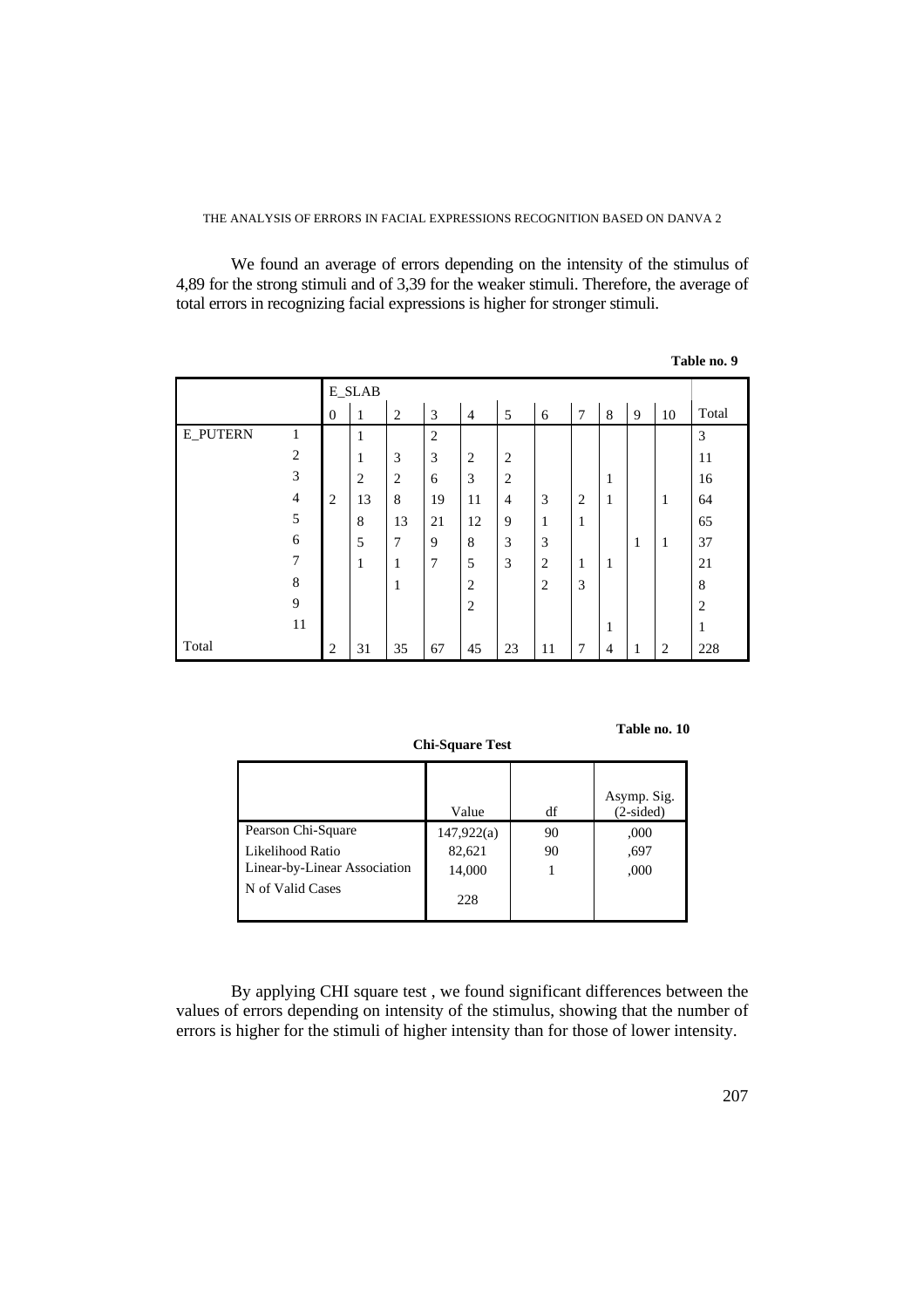We found an average of errors depending on the intensity of the stimulus of 4,89 for the strong stimuli and of 3,39 for the weaker stimuli. Therefore, the average of total errors in recognizing facial expressions is higher for stronger stimuli.

**Table no. 9**

| | | E_SLAB | | | | | | | | | | | |
|---|---|---|---|---|---|---|---|---|---|---|---|---|---|
| | | 0 | 1 | 2 | 3 | 4 | 5 | 6 | 7 | 8 | 9 | 10 | Total |
| E_PUTERN | 1 | | 1 | | 2 | | | | | | | | 3 |
| | 2 | | 1 | 3 | 3 | 2 | 2 | | | | | | 11 |
| | 3 | | 2 | 2 | 6 | 3 | 2 | | | 1 | | | 16 |
| | 4 | 2 | 13 | 8 | 19 | 11 | 4 | 3 | 2 | 1 | | 1 | 64 |
| | 5 | | 8 | 13 | 21 | 12 | 9 | 1 | 1 | | | | 65 |
| | 6 | | 5 | 7 | 9 | 8 | 3 | 3 | | | 1 | 1 | 37 |
| | 7 | | 1 | 1 | 7 | 5 | 3 | 2 | 1 | 1 | | | 21 |
| | 8 | | | 1 | | 2 | | 2 | 3 | | | | 8 |
| | 9 | | | | | 2 | | | | | | | 2 |
| | 11 | | | | | | | | | 1 | | | 1 |
| Total | | 2 | 31 | 35 | 67 | 45 | 23 | 11 | 7 | 4 | 1 | 2 | 228 |

**Table no. 10**

**Chi-Square Test**

| | Value | df | Asymp. Sig. (2-sided) |
|---|---|---|---|
| Pearson Chi-Square | 147,922(a) | 90 | ,000 |
| Likelihood Ratio | 82,621 | 90 | ,697 |
| Linear-by-Linear Association | 14,000 | 1 | ,000 |
| N of Valid Cases | 228 | | |

By applying CHI square test , we found significant differences between the values of errors depending on intensity of the stimulus, showing that the number of errors is higher for the stimuli of higher intensity than for those of lower intensity.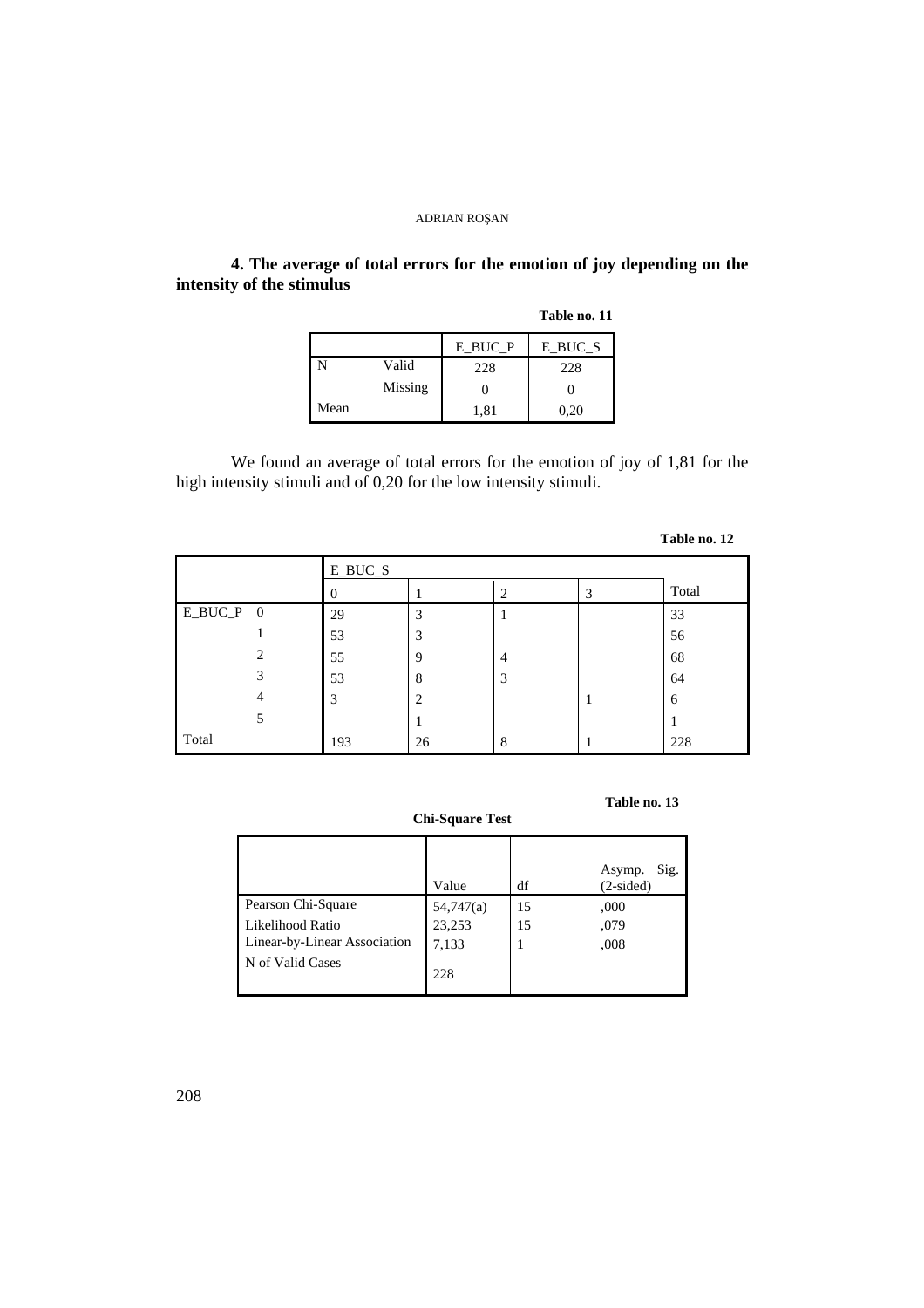**4. The average of total errors for the emotion of joy depending on the intensity of the stimulus**

**Table no. 11**

| | | E_BUC_P | E_BUC_S |
|---|---|---|---|
| N | Valid | 228 | 228 |
| | Missing | 0 | 0 |
| Mean | | 1,81 | 0,20 |

We found an average of total errors for the emotion of joy of 1,81 for the high intensity stimuli and of 0,20 for the low intensity stimuli.

**Table no. 12**

| | | E_BUC_S | | | | |
|---|---|---|---|---|---|---|
| | | 0 | 1 | 2 | 3 | Total |
| E_BUC_P | 0 | 29 | 3 | 1 | | 33 |
| | 1 | 53 | 3 | | | 56 |
| | 2 | 55 | 9 | 4 | | 68 |
| | 3 | 53 | 8 | 3 | | 64 |
| | 4 | 3 | 2 | | 1 | 6 |
| | 5 | | 1 | | | 1 |
| Total | | 193 | 26 | 8 | 1 | 228 |

**Table no. 13**

**Chi-Square Test**

| | Value | df | Asymp. Sig. (2-sided) |
|---|---|---|---|
| Pearson Chi-Square | 54,747(a) | 15 | ,000 |
| Likelihood Ratio | 23,253 | 15 | ,079 |
| Linear-by-Linear Association | 7,133 | 1 | ,008 |
| N of Valid Cases | 228 | | |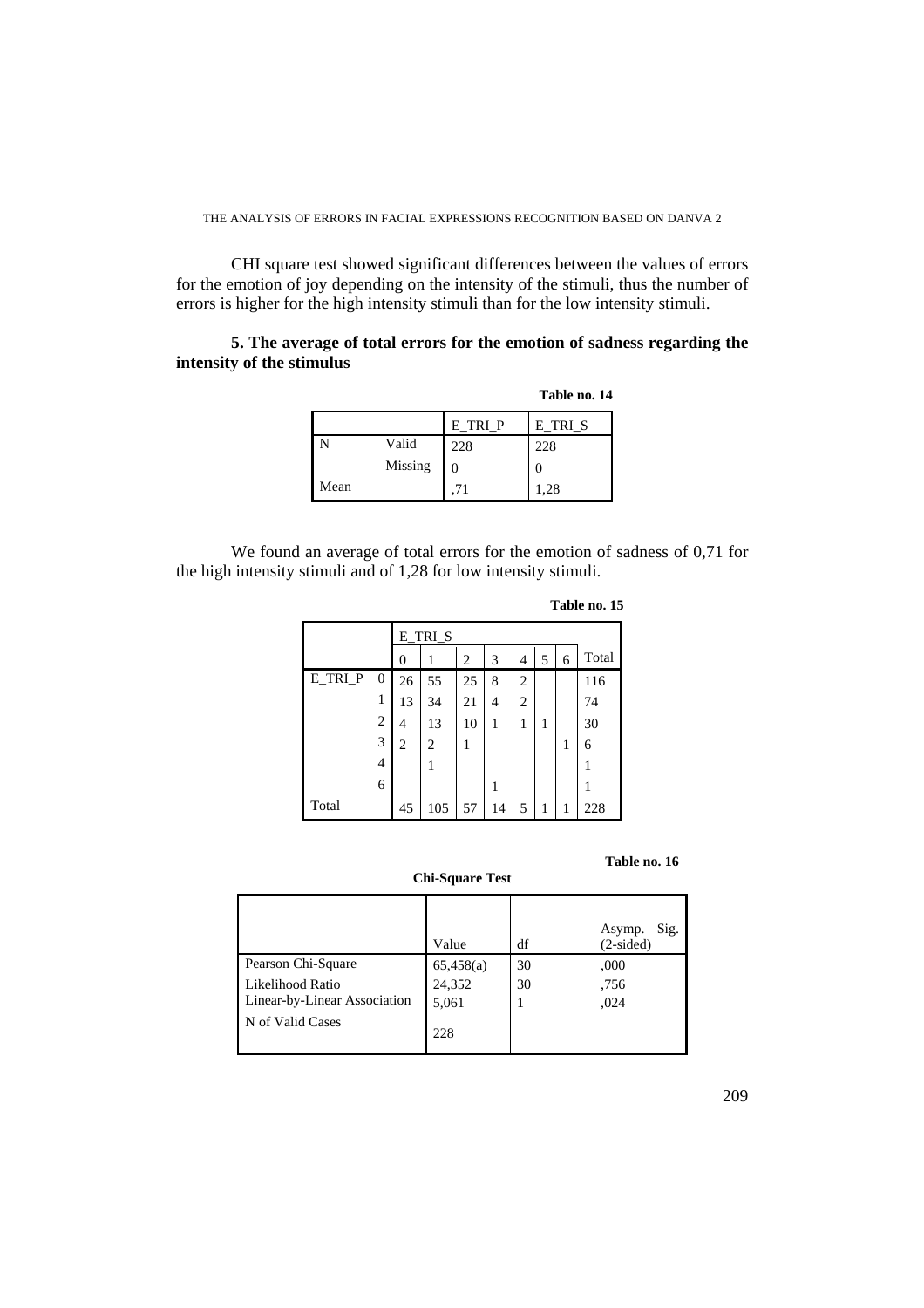CHI square test showed significant differences between the values of errors for the emotion of joy depending on the intensity of the stimuli, thus the number of errors is higher for the high intensity stimuli than for the low intensity stimuli.

**5. The average of total errors for the emotion of sadness regarding the intensity of the stimulus**

**Table no. 14**

| | | E_TRI_P | E_TRI_S |
|---|---|---|---|
| N | Valid | 228 | 228 |
| | Missing | 0 | 0 |
| Mean | | ,71 | 1,28 |

We found an average of total errors for the emotion of sadness of 0,71 for the high intensity stimuli and of 1,28 for low intensity stimuli.

**Table no. 15**

| | | E_TRI_S | | | | | | | |
|---|---|---|---|---|---|---|---|---|---|
| | | 0 | 1 | 2 | 3 | 4 | 5 | 6 | Total |
| E_TRI_P | 0 | 26 | 55 | 25 | 8 | 2 | | | 116 |
| | 1 | 13 | 34 | 21 | 4 | 2 | | | 74 |
| | 2 | 4 | 13 | 10 | 1 | 1 | 1 | | 30 |
| | 3 | 2 | 2 | 1 | | | | 1 | 6 |
| | 4 | | 1 | | | | | | 1 |
| | 6 | | | | 1 | | | | 1 |
| Total | | 45 | 105 | 57 | 14 | 5 | 1 | 1 | 228 |

**Table no. 16**

**Chi-Square Test**

| | Value | df | Asymp. Sig. (2-sided) |
|---|---|---|---|
| Pearson Chi-Square | 65,458(a) | 30 | ,000 |
| Likelihood Ratio | 24,352 | 30 | ,756 |
| Linear-by-Linear Association | 5,061 | 1 | ,024 |
| N of Valid Cases | 228 | | |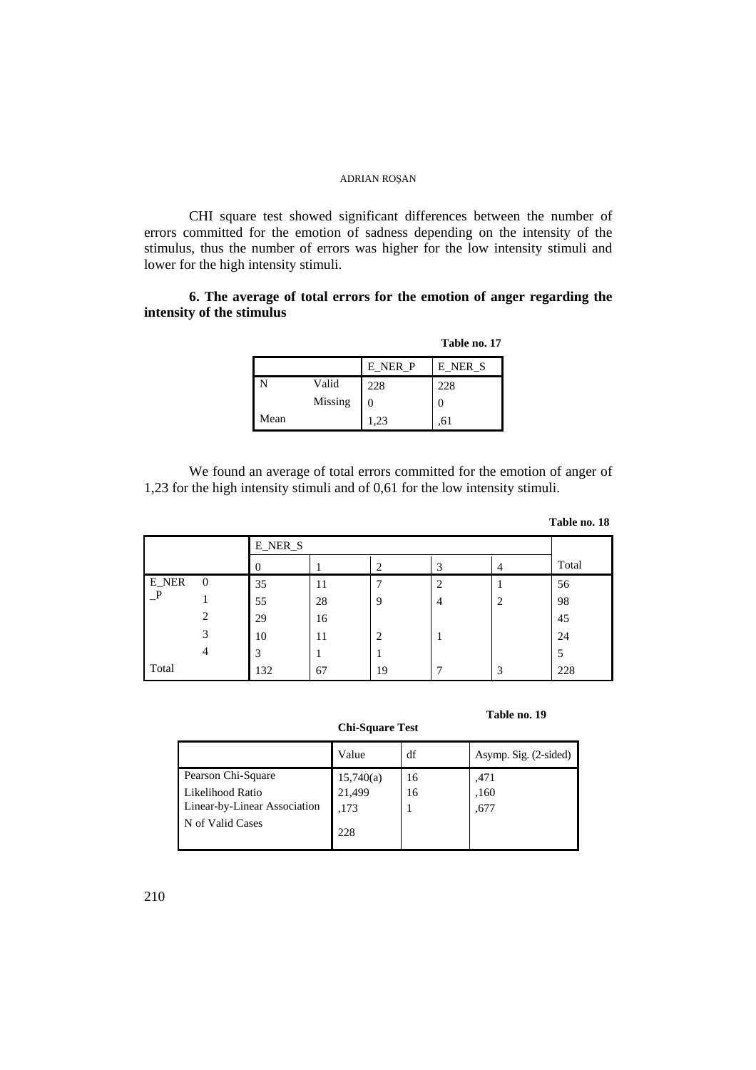CHI square test showed significant differences between the number of errors committed for the emotion of sadness depending on the intensity of the stimulus, thus the number of errors was higher for the low intensity stimuli and lower for the high intensity stimuli.

**6. The average of total errors for the emotion of anger regarding the intensity of the stimulus**

**Table no. 17**

| | | E_NER_P | E_NER_S |
|---|---|---|---|
| N | Valid | 228 | 228 |
| | Missing | 0 | 0 |
| Mean | | 1,23 | ,61 |

We found an average of total errors committed for the emotion of anger of 1,23 for the high intensity stimuli and of 0,61 for the low intensity stimuli.

**Table no. 18**

| | | E_NER_S | | | | | |
|---|---|---|---|---|---|---|---|
| | | 0 | 1 | 2 | 3 | 4 | Total |
| E_NER_P | 0 | 35 | 11 | 7 | 2 | 1 | 56 |
| | 1 | 55 | 28 | 9 | 4 | 2 | 98 |
| | 2 | 29 | 16 | | | | 45 |
| | 3 | 10 | 11 | 2 | 1 | | 24 |
| | 4 | 3 | 1 | 1 | | | 5 |
| Total | | 132 | 67 | 19 | 7 | 3 | 228 |

**Table no. 19**

**Chi-Square Test**

| | Value | df | Asymp. Sig. (2-sided) |
|---|---|---|---|
| Pearson Chi-Square | 15,740(a) | 16 | ,471 |
| Likelihood Ratio | 21,499 | 16 | ,160 |
| Linear-by-Linear Association | ,173 | 1 | ,677 |
| N of Valid Cases | 228 | | |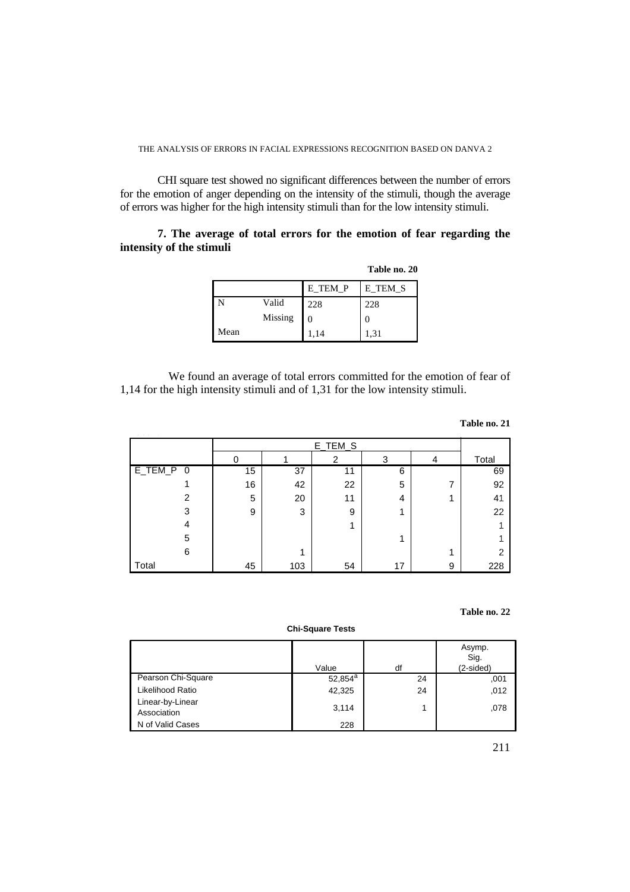CHI square test showed no significant differences between the number of errors for the emotion of anger depending on the intensity of the stimuli, though the average of errors was higher for the high intensity stimuli than for the low intensity stimuli.

**7. The average of total errors for the emotion of fear regarding the intensity of the stimuli**

**Table no. 20**

| | | E_TEM_P | E_TEM_S |
|---|---|---|---|
| N | Valid | 228 | 228 |
| | Missing | 0 | 0 |
| Mean | | 1,14 | 1,31 |

We found an average of total errors committed for the emotion of fear of 1,14 for the high intensity stimuli and of 1,31 for the low intensity stimuli.

**Table no. 21**

| | | E_TEM_S | | | | | |
|---|---|---|---|---|---|---|---|
| | | 0 | 1 | 2 | 3 | 4 | Total |
| E_TEM_P | 0 | 15 | 37 | 11 | 6 | | 69 |
| | 1 | 16 | 42 | 22 | 5 | 7 | 92 |
| | 2 | 5 | 20 | 11 | 4 | 1 | 41 |
| | 3 | 9 | 3 | 9 | 1 | | 22 |
| | 4 | | | 1 | | | 1 |
| | 5 | | | | 1 | | 1 |
| | 6 | | 1 | | | 1 | 2 |
| Total | | 45 | 103 | 54 | 17 | 9 | 228 |

**Table no. 22**

**Chi-Square Tests**

| | Value | df | Asymp. Sig. (2-sided) |
|---|---|---|---|
| Pearson Chi-Square | 52,854[a] | 24 | ,001 |
| Likelihood Ratio | 42,325 | 24 | ,012 |
| Linear-by-Linear Association | 3,114 | 1 | ,078 |
| N of Valid Cases | 228 | | |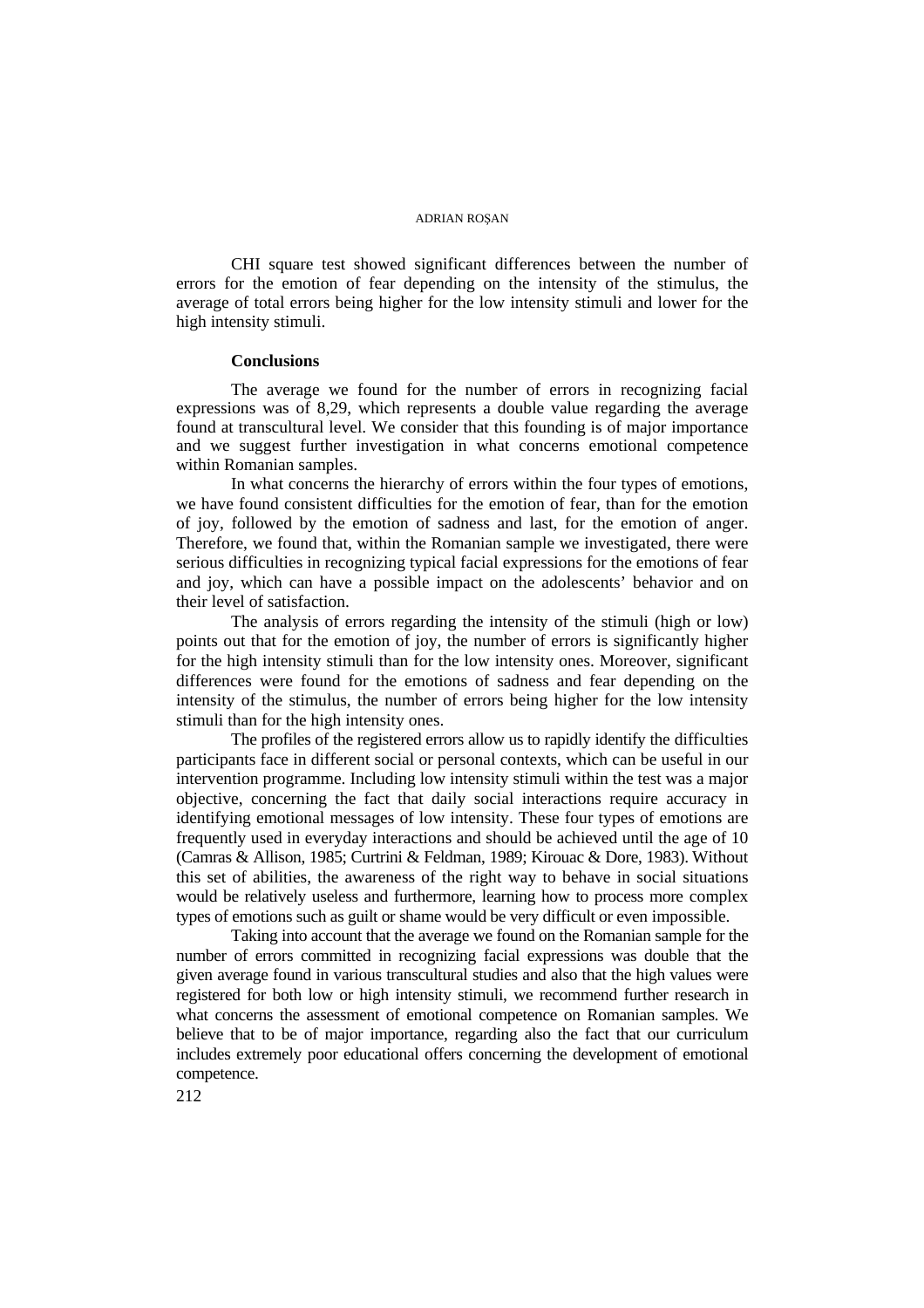CHI square test showed significant differences between the number of errors for the emotion of fear depending on the intensity of the stimulus, the average of total errors being higher for the low intensity stimuli and lower for the high intensity stimuli.

### Conclusions

The average we found for the number of errors in recognizing facial expressions was of 8,29, which represents a double value regarding the average found at transcultural level. We consider that this founding is of major importance and we suggest further investigation in what concerns emotional competence within Romanian samples.

In what concerns the hierarchy of errors within the four types of emotions, we have found consistent difficulties for the emotion of fear, than for the emotion of joy, followed by the emotion of sadness and last, for the emotion of anger. Therefore, we found that, within the Romanian sample we investigated, there were serious difficulties in recognizing typical facial expressions for the emotions of fear and joy, which can have a possible impact on the adolescents' behavior and on their level of satisfaction.

The analysis of errors regarding the intensity of the stimuli (high or low) points out that for the emotion of joy, the number of errors is significantly higher for the high intensity stimuli than for the low intensity ones. Moreover, significant differences were found for the emotions of sadness and fear depending on the intensity of the stimulus, the number of errors being higher for the low intensity stimuli than for the high intensity ones.

The profiles of the registered errors allow us to rapidly identify the difficulties participants face in different social or personal contexts, which can be useful in our intervention programme. Including low intensity stimuli within the test was a major objective, concerning the fact that daily social interactions require accuracy in identifying emotional messages of low intensity. These four types of emotions are frequently used in everyday interactions and should be achieved until the age of 10 (Camras & Allison, 1985; Curtrini & Feldman, 1989; Kirouac & Dore, 1983). Without this set of abilities, the awareness of the right way to behave in social situations would be relatively useless and furthermore, learning how to process more complex types of emotions such as guilt or shame would be very difficult or even impossible.

Taking into account that the average we found on the Romanian sample for the number of errors committed in recognizing facial expressions was double that the given average found in various transcultural studies and also that the high values were registered for both low or high intensity stimuli, we recommend further research in what concerns the assessment of emotional competence on Romanian samples. We believe that to be of major importance, regarding also the fact that our curriculum includes extremely poor educational offers concerning the development of emotional competence.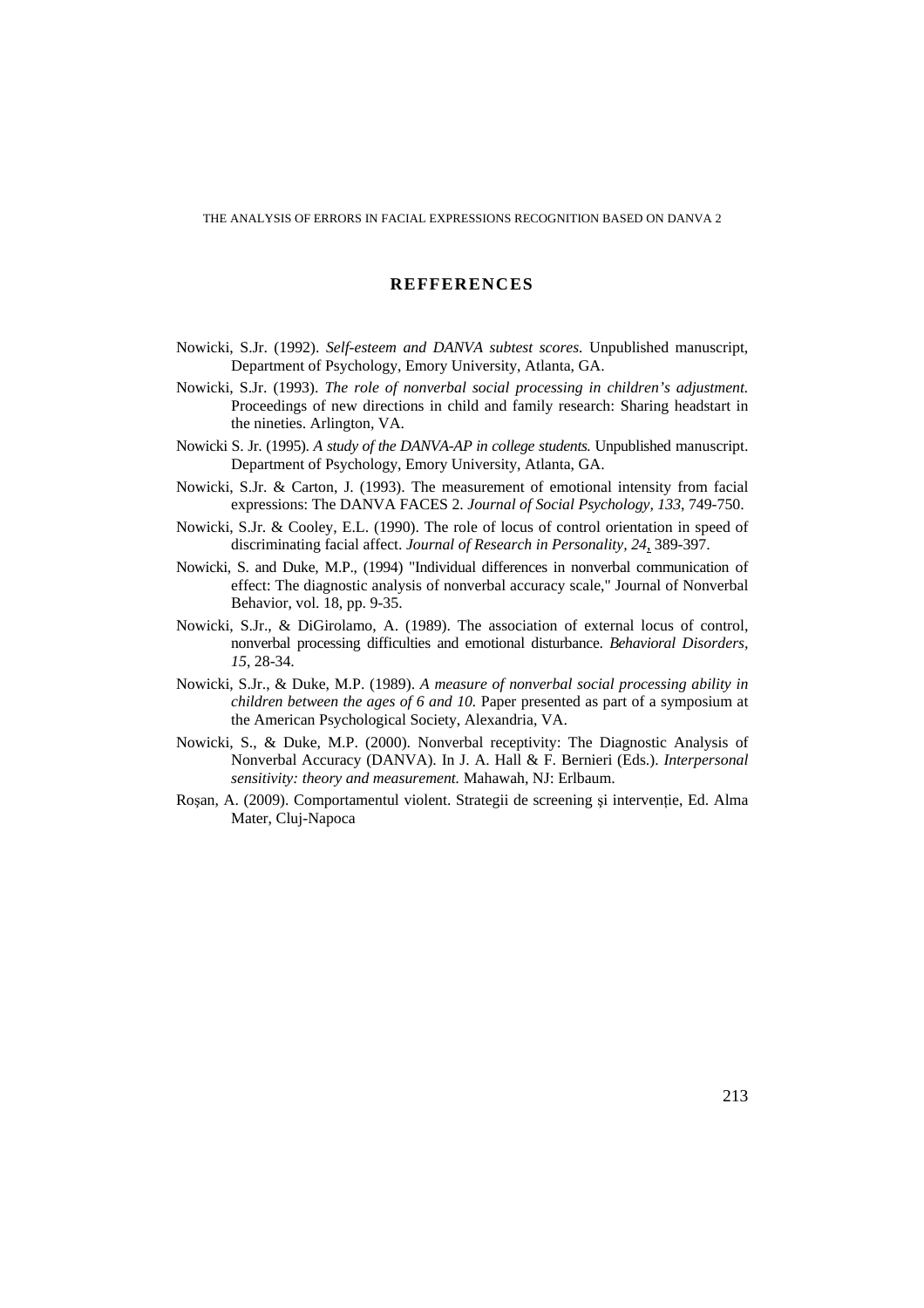## REFFERENCES

Nowicki, S.Jr. (1992). *Self-esteem and DANVA subtest scores.* Unpublished manuscript, Department of Psychology, Emory University, Atlanta, GA.

Nowicki, S.Jr. (1993). *The role of nonverbal social processing in children's adjustment.* Proceedings of new directions in child and family research: Sharing headstart in the nineties. Arlington, VA.

Nowicki S. Jr. (1995). *A study of the DANVA-AP in college students.* Unpublished manuscript. Department of Psychology, Emory University, Atlanta, GA.

Nowicki, S.Jr. & Carton, J. (1993). The measurement of emotional intensity from facial expressions: The DANVA FACES 2. *Journal of Social Psychology, 133*, 749-750.

Nowicki, S.Jr. & Cooley, E.L. (1990). The role of locus of control orientation in speed of discriminating facial affect. *Journal of Research in Personality, 24*, 389-397.

Nowicki, S. and Duke, M.P., (1994) "Individual differences in nonverbal communication of effect: The diagnostic analysis of nonverbal accuracy scale," Journal of Nonverbal Behavior, vol. 18, pp. 9-35.

Nowicki, S.Jr., & DiGirolamo, A. (1989). The association of external locus of control, nonverbal processing difficulties and emotional disturbance. *Behavioral Disorders, 15*, 28-34.

Nowicki, S.Jr., & Duke, M.P. (1989). *A measure of nonverbal social processing ability in children between the ages of 6 and 10.* Paper presented as part of a symposium at the American Psychological Society, Alexandria, VA.

Nowicki, S., & Duke, M.P. (2000). Nonverbal receptivity: The Diagnostic Analysis of Nonverbal Accuracy (DANVA). In J. A. Hall & F. Bernieri (Eds.). *Interpersonal sensitivity: theory and measurement.* Mahawah, NJ: Erlbaum.

Roşan, A. (2009). Comportamentul violent. Strategii de screening şi intervenţie, Ed. Alma Mater, Cluj-Napoca